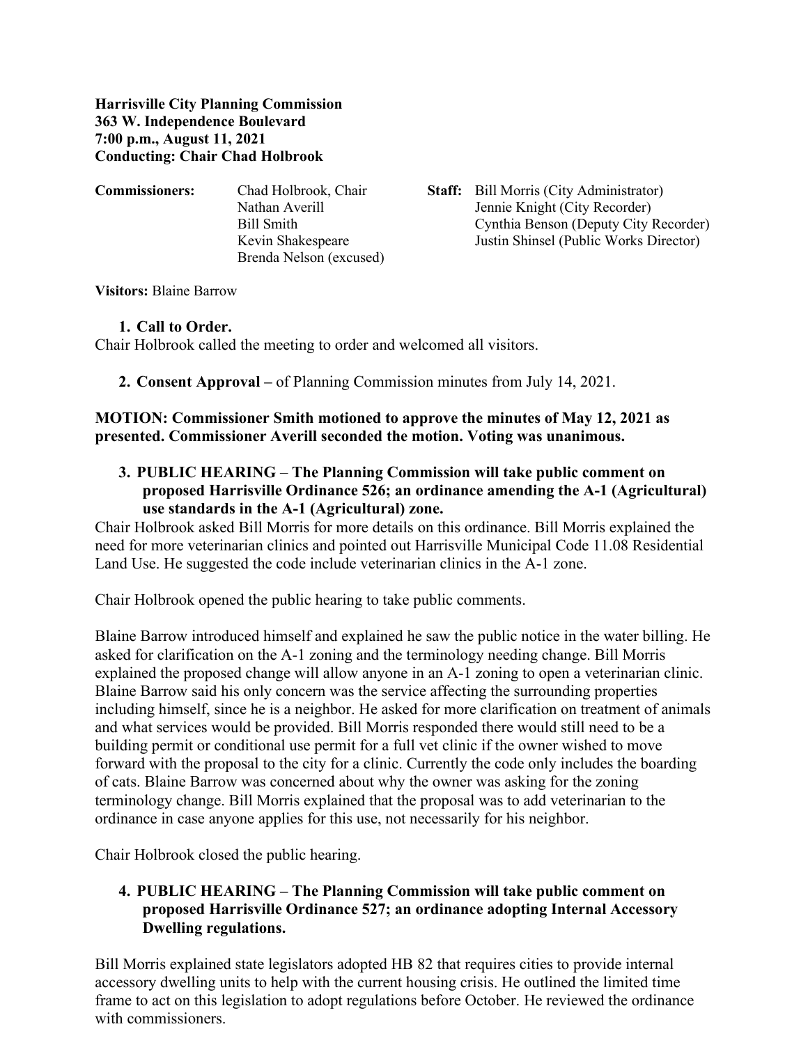**Harrisville City Planning Commission**
**363 W. Independence Boulevard**
**7:00 p.m., August 11, 2021**
**Conducting: Chair Chad Holbrook**

| **Commissioners:** | Chad Holbrook, Chair | **Staff:** | Bill Morris (City Administrator) |
|---|---|---|---|
| | Nathan Averill | | Jennie Knight (City Recorder) |
| | Bill Smith | | Cynthia Benson (Deputy City Recorder) |
| | Kevin Shakespeare | | Justin Shinsel (Public Works Director) |
| | Brenda Nelson (excused) | | |

**Visitors:** Blaine Barrow

1. **Call to Order.**

Chair Holbrook called the meeting to order and welcomed all visitors.

2. **Consent Approval –** of Planning Commission minutes from July 14, 2021.

**MOTION: Commissioner Smith motioned to approve the minutes of May 12, 2021 as presented. Commissioner Averill seconded the motion. Voting was unanimous.**

3. **PUBLIC HEARING – The Planning Commission will take public comment on proposed Harrisville Ordinance 526; an ordinance amending the A-1 (Agricultural) use standards in the A-1 (Agricultural) zone.**

Chair Holbrook asked Bill Morris for more details on this ordinance. Bill Morris explained the need for more veterinarian clinics and pointed out Harrisville Municipal Code 11.08 Residential Land Use. He suggested the code include veterinarian clinics in the A-1 zone.

Chair Holbrook opened the public hearing to take public comments.

Blaine Barrow introduced himself and explained he saw the public notice in the water billing. He asked for clarification on the A-1 zoning and the terminology needing change. Bill Morris explained the proposed change will allow anyone in an A-1 zoning to open a veterinarian clinic. Blaine Barrow said his only concern was the service affecting the surrounding properties including himself, since he is a neighbor. He asked for more clarification on treatment of animals and what services would be provided. Bill Morris responded there would still need to be a building permit or conditional use permit for a full vet clinic if the owner wished to move forward with the proposal to the city for a clinic. Currently the code only includes the boarding of cats. Blaine Barrow was concerned about why the owner was asking for the zoning terminology change. Bill Morris explained that the proposal was to add veterinarian to the ordinance in case anyone applies for this use, not necessarily for his neighbor.

Chair Holbrook closed the public hearing.

4. **PUBLIC HEARING – The Planning Commission will take public comment on proposed Harrisville Ordinance 527; an ordinance adopting Internal Accessory Dwelling regulations.**

Bill Morris explained state legislators adopted HB 82 that requires cities to provide internal accessory dwelling units to help with the current housing crisis. He outlined the limited time frame to act on this legislation to adopt regulations before October. He reviewed the ordinance with commissioners.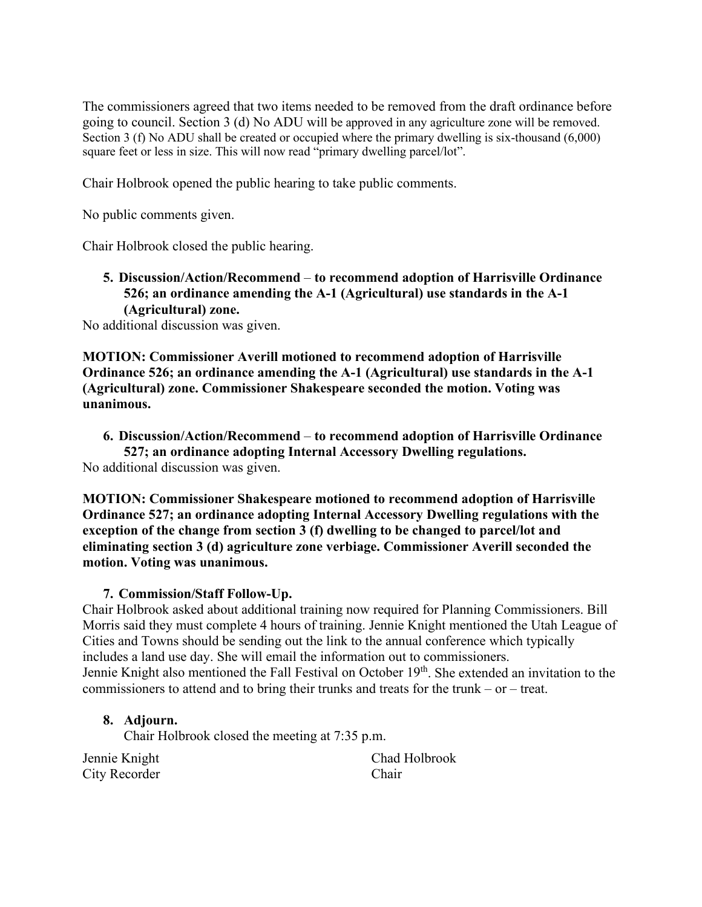The commissioners agreed that two items needed to be removed from the draft ordinance before going to council. Section 3 (d) No ADU will be approved in any agriculture zone will be removed. Section 3 (f) No ADU shall be created or occupied where the primary dwelling is six-thousand (6,000) square feet or less in size. This will now read "primary dwelling parcel/lot".

Chair Holbrook opened the public hearing to take public comments.

No public comments given.

Chair Holbrook closed the public hearing.

5. **Discussion/Action/Recommend** – **to recommend adoption of Harrisville Ordinance 526; an ordinance amending the A-1 (Agricultural) use standards in the A-1 (Agricultural) zone.**

No additional discussion was given.

**MOTION: Commissioner Averill motioned to recommend adoption of Harrisville Ordinance 526; an ordinance amending the A-1 (Agricultural) use standards in the A-1 (Agricultural) zone. Commissioner Shakespeare seconded the motion. Voting was unanimous.**

6. **Discussion/Action/Recommend** – **to recommend adoption of Harrisville Ordinance 527; an ordinance adopting Internal Accessory Dwelling regulations.**

No additional discussion was given.

**MOTION: Commissioner Shakespeare motioned to recommend adoption of Harrisville Ordinance 527; an ordinance adopting Internal Accessory Dwelling regulations with the exception of the change from section 3 (f) dwelling to be changed to parcel/lot and eliminating section 3 (d) agriculture zone verbiage. Commissioner Averill seconded the motion. Voting was unanimous.**

7. **Commission/Staff Follow-Up.**

Chair Holbrook asked about additional training now required for Planning Commissioners. Bill Morris said they must complete 4 hours of training. Jennie Knight mentioned the Utah League of Cities and Towns should be sending out the link to the annual conference which typically includes a land use day. She will email the information out to commissioners.
Jennie Knight also mentioned the Fall Festival on October 19th. She extended an invitation to the commissioners to attend and to bring their trunks and treats for the trunk – or – treat.

8. **Adjourn.**

Chair Holbrook closed the meeting at 7:35 p.m.

Jennie Knight
City Recorder

Chad Holbrook
Chair